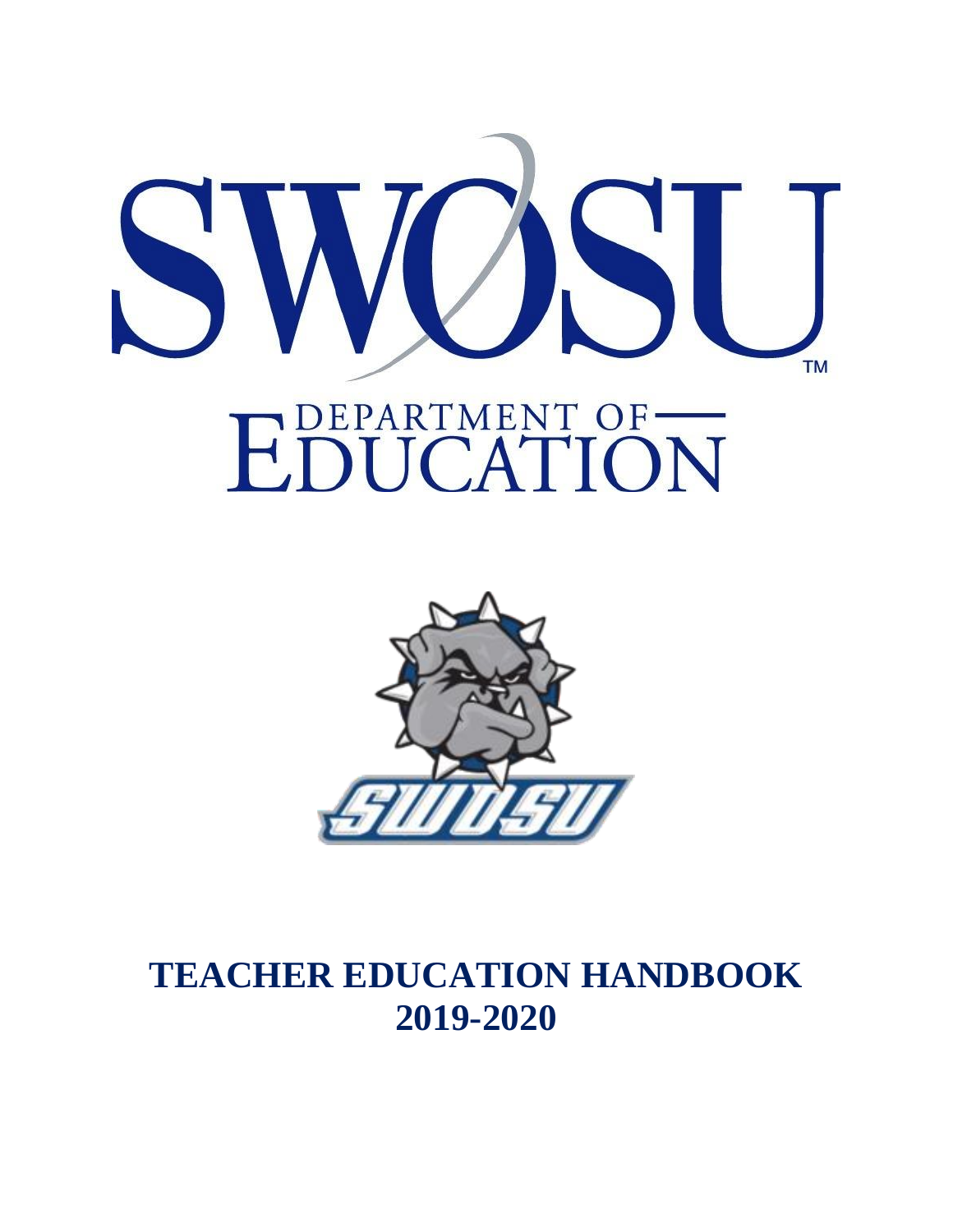SWOSU™

DEPARTMENT OF EDUCATION

SWOSU

# TEACHER EDUCATION HANDBOOK 2019-2020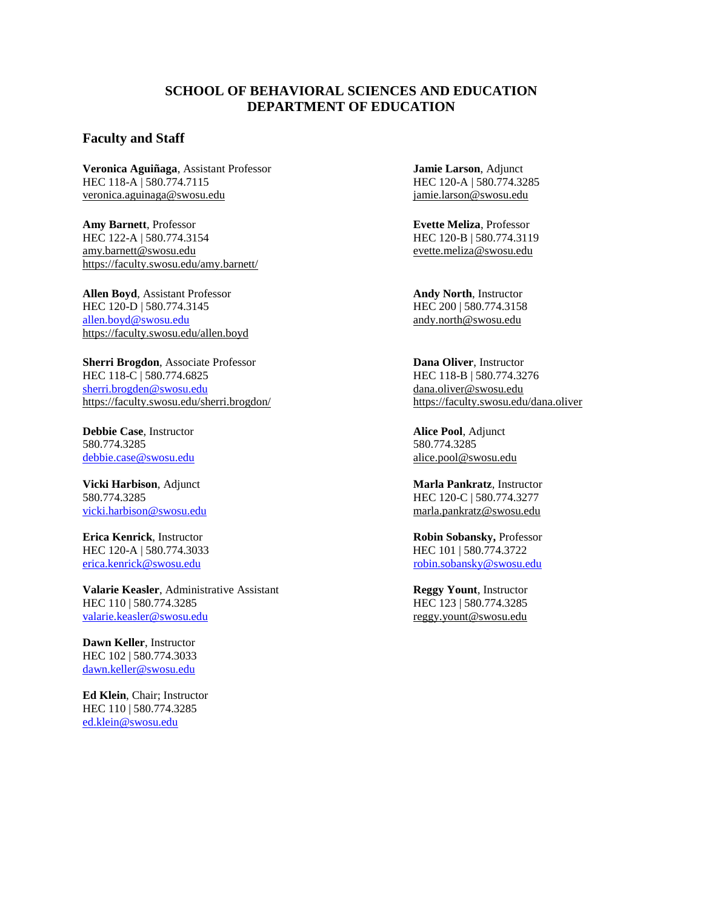# SCHOOL OF BEHAVIORAL SCIENCES AND EDUCATION
# DEPARTMENT OF EDUCATION

## Faculty and Staff

**Veronica Aguiñaga**, Assistant Professor
HEC 118-A | 580.774.7115
veronica.aguinaga@swosu.edu

**Amy Barnett**, Professor
HEC 122-A | 580.774.3154
amy.barnett@swosu.edu
https://faculty.swosu.edu/amy.barnett/

**Allen Boyd**, Assistant Professor
HEC 120-D | 580.774.3145
allen.boyd@swosu.edu
https://faculty.swosu.edu/allen.boyd

**Sherri Brogdon**, Associate Professor
HEC 118-C | 580.774.6825
sherri.brogden@swosu.edu
https://faculty.swosu.edu/sherri.brogdon/

**Debbie Case**, Instructor
580.774.3285
debbie.case@swosu.edu

**Vicki Harbison**, Adjunct
580.774.3285
vicki.harbison@swosu.edu

**Erica Kenrick**, Instructor
HEC 120-A | 580.774.3033
erica.kenrick@swosu.edu

**Valarie Keasler**, Administrative Assistant
HEC 110 | 580.774.3285
valarie.keasler@swosu.edu

**Dawn Keller**, Instructor
HEC 102 | 580.774.3033
dawn.keller@swosu.edu

**Ed Klein**, Chair; Instructor
HEC 110 | 580.774.3285
ed.klein@swosu.edu

**Jamie Larson**, Adjunct
HEC 120-A | 580.774.3285
jamie.larson@swosu.edu

**Evette Meliza**, Professor
HEC 120-B | 580.774.3119
evette.meliza@swosu.edu

**Andy North**, Instructor
HEC 200 | 580.774.3158
andy.north@swosu.edu

**Dana Oliver**, Instructor
HEC 118-B | 580.774.3276
dana.oliver@swosu.edu
https://faculty.swosu.edu/dana.oliver

**Alice Pool**, Adjunct
580.774.3285
alice.pool@swosu.edu

**Marla Pankratz**, Instructor
HEC 120-C | 580.774.3277
marla.pankratz@swosu.edu

**Robin Sobansky,** Professor
HEC 101 | 580.774.3722
robin.sobansky@swosu.edu

**Reggy Yount**, Instructor
HEC 123 | 580.774.3285
reggy.yount@swosu.edu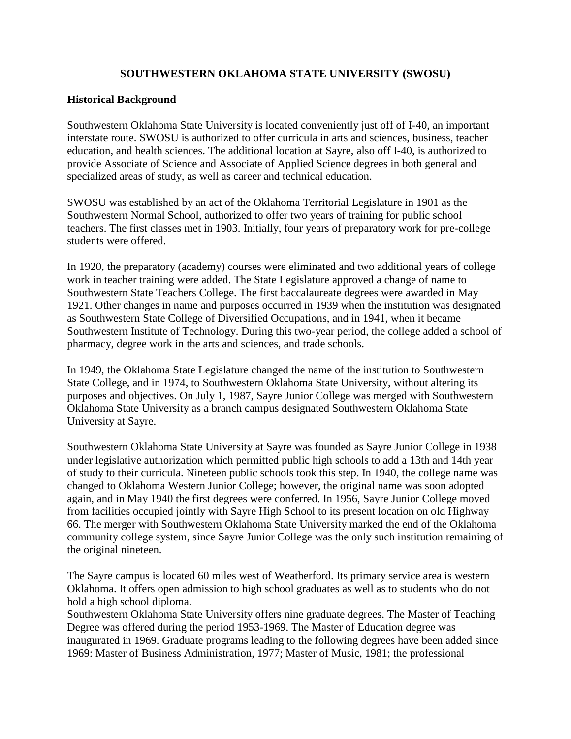# SOUTHWESTERN OKLAHOMA STATE UNIVERSITY (SWOSU)

## Historical Background

Southwestern Oklahoma State University is located conveniently just off of I-40, an important interstate route. SWOSU is authorized to offer curricula in arts and sciences, business, teacher education, and health sciences. The additional location at Sayre, also off I-40, is authorized to provide Associate of Science and Associate of Applied Science degrees in both general and specialized areas of study, as well as career and technical education.

SWOSU was established by an act of the Oklahoma Territorial Legislature in 1901 as the Southwestern Normal School, authorized to offer two years of training for public school teachers. The first classes met in 1903. Initially, four years of preparatory work for pre-college students were offered.

In 1920, the preparatory (academy) courses were eliminated and two additional years of college work in teacher training were added. The State Legislature approved a change of name to Southwestern State Teachers College. The first baccalaureate degrees were awarded in May 1921. Other changes in name and purposes occurred in 1939 when the institution was designated as Southwestern State College of Diversified Occupations, and in 1941, when it became Southwestern Institute of Technology. During this two-year period, the college added a school of pharmacy, degree work in the arts and sciences, and trade schools.

In 1949, the Oklahoma State Legislature changed the name of the institution to Southwestern State College, and in 1974, to Southwestern Oklahoma State University, without altering its purposes and objectives. On July 1, 1987, Sayre Junior College was merged with Southwestern Oklahoma State University as a branch campus designated Southwestern Oklahoma State University at Sayre.

Southwestern Oklahoma State University at Sayre was founded as Sayre Junior College in 1938 under legislative authorization which permitted public high schools to add a 13th and 14th year of study to their curricula. Nineteen public schools took this step. In 1940, the college name was changed to Oklahoma Western Junior College; however, the original name was soon adopted again, and in May 1940 the first degrees were conferred. In 1956, Sayre Junior College moved from facilities occupied jointly with Sayre High School to its present location on old Highway 66. The merger with Southwestern Oklahoma State University marked the end of the Oklahoma community college system, since Sayre Junior College was the only such institution remaining of the original nineteen.

The Sayre campus is located 60 miles west of Weatherford. Its primary service area is western Oklahoma. It offers open admission to high school graduates as well as to students who do not hold a high school diploma.

Southwestern Oklahoma State University offers nine graduate degrees. The Master of Teaching Degree was offered during the period 1953-1969. The Master of Education degree was inaugurated in 1969. Graduate programs leading to the following degrees have been added since 1969: Master of Business Administration, 1977; Master of Music, 1981; the professional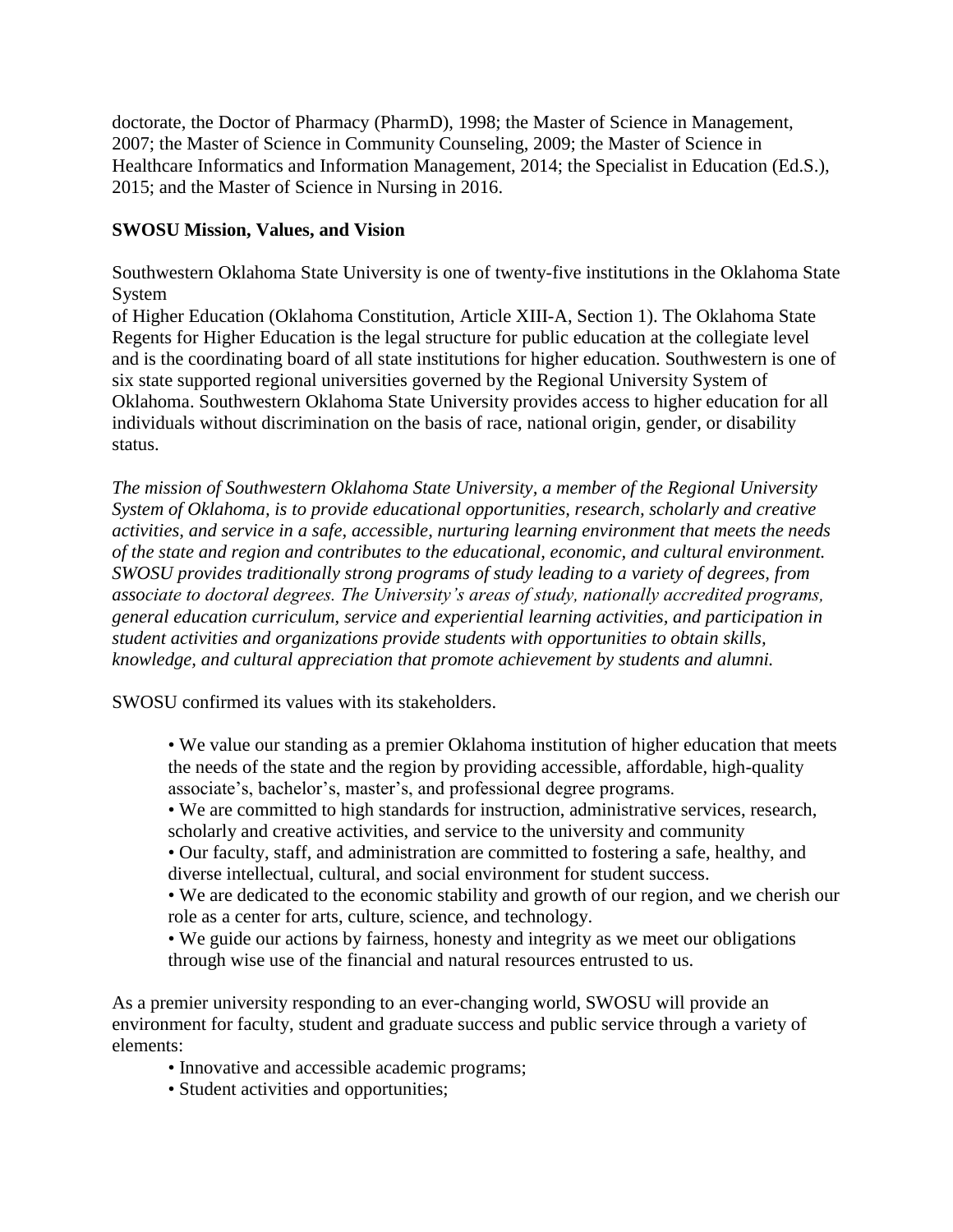doctorate, the Doctor of Pharmacy (PharmD), 1998; the Master of Science in Management, 2007; the Master of Science in Community Counseling, 2009; the Master of Science in Healthcare Informatics and Information Management, 2014; the Specialist in Education (Ed.S.), 2015; and the Master of Science in Nursing in 2016.

**SWOSU Mission, Values, and Vision**

Southwestern Oklahoma State University is one of twenty-five institutions in the Oklahoma State System of Higher Education (Oklahoma Constitution, Article XIII-A, Section 1). The Oklahoma State Regents for Higher Education is the legal structure for public education at the collegiate level and is the coordinating board of all state institutions for higher education. Southwestern is one of six state supported regional universities governed by the Regional University System of Oklahoma. Southwestern Oklahoma State University provides access to higher education for all individuals without discrimination on the basis of race, national origin, gender, or disability status.

*The mission of Southwestern Oklahoma State University, a member of the Regional University System of Oklahoma, is to provide educational opportunities, research, scholarly and creative activities, and service in a safe, accessible, nurturing learning environment that meets the needs of the state and region and contributes to the educational, economic, and cultural environment. SWOSU provides traditionally strong programs of study leading to a variety of degrees, from associate to doctoral degrees. The University's areas of study, nationally accredited programs, general education curriculum, service and experiential learning activities, and participation in student activities and organizations provide students with opportunities to obtain skills, knowledge, and cultural appreciation that promote achievement by students and alumni.*

SWOSU confirmed its values with its stakeholders.

- We value our standing as a premier Oklahoma institution of higher education that meets the needs of the state and the region by providing accessible, affordable, high-quality associate's, bachelor's, master's, and professional degree programs.
- We are committed to high standards for instruction, administrative services, research, scholarly and creative activities, and service to the university and community
- Our faculty, staff, and administration are committed to fostering a safe, healthy, and diverse intellectual, cultural, and social environment for student success.
- We are dedicated to the economic stability and growth of our region, and we cherish our role as a center for arts, culture, science, and technology.
- We guide our actions by fairness, honesty and integrity as we meet our obligations through wise use of the financial and natural resources entrusted to us.

As a premier university responding to an ever-changing world, SWOSU will provide an environment for faculty, student and graduate success and public service through a variety of elements:

- Innovative and accessible academic programs;
- Student activities and opportunities;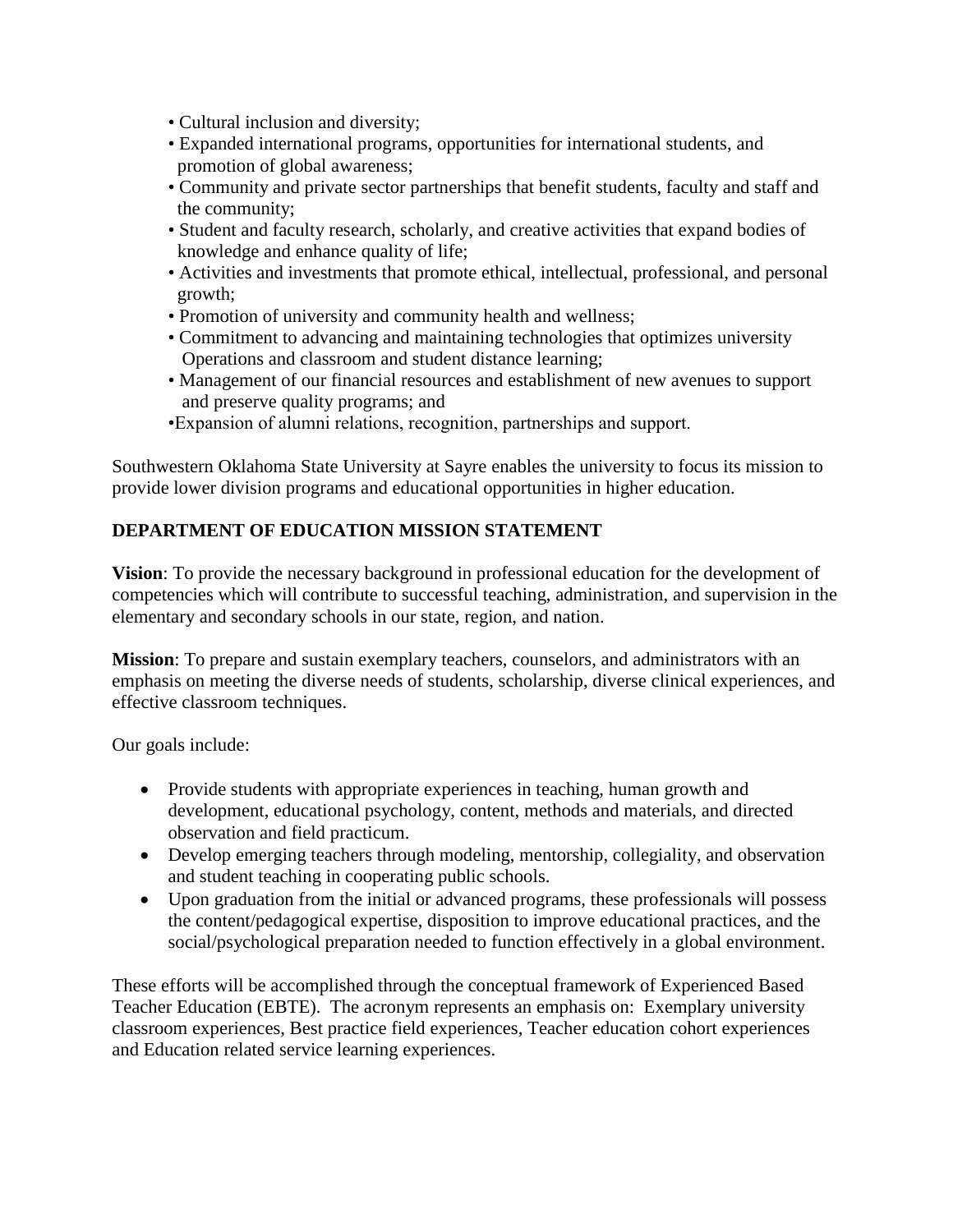- Cultural inclusion and diversity;
- Expanded international programs, opportunities for international students, and promotion of global awareness;
- Community and private sector partnerships that benefit students, faculty and staff and the community;
- Student and faculty research, scholarly, and creative activities that expand bodies of knowledge and enhance quality of life;
- Activities and investments that promote ethical, intellectual, professional, and personal growth;
- Promotion of university and community health and wellness;
- Commitment to advancing and maintaining technologies that optimizes university Operations and classroom and student distance learning;
- Management of our financial resources and establishment of new avenues to support and preserve quality programs; and
- Expansion of alumni relations, recognition, partnerships and support.

Southwestern Oklahoma State University at Sayre enables the university to focus its mission to provide lower division programs and educational opportunities in higher education.

## DEPARTMENT OF EDUCATION MISSION STATEMENT

**Vision**: To provide the necessary background in professional education for the development of competencies which will contribute to successful teaching, administration, and supervision in the elementary and secondary schools in our state, region, and nation.

**Mission**: To prepare and sustain exemplary teachers, counselors, and administrators with an emphasis on meeting the diverse needs of students, scholarship, diverse clinical experiences, and effective classroom techniques.

Our goals include:

- Provide students with appropriate experiences in teaching, human growth and development, educational psychology, content, methods and materials, and directed observation and field practicum.
- Develop emerging teachers through modeling, mentorship, collegiality, and observation and student teaching in cooperating public schools.
- Upon graduation from the initial or advanced programs, these professionals will possess the content/pedagogical expertise, disposition to improve educational practices, and the social/psychological preparation needed to function effectively in a global environment.

These efforts will be accomplished through the conceptual framework of Experienced Based Teacher Education (EBTE). The acronym represents an emphasis on: Exemplary university classroom experiences, Best practice field experiences, Teacher education cohort experiences and Education related service learning experiences.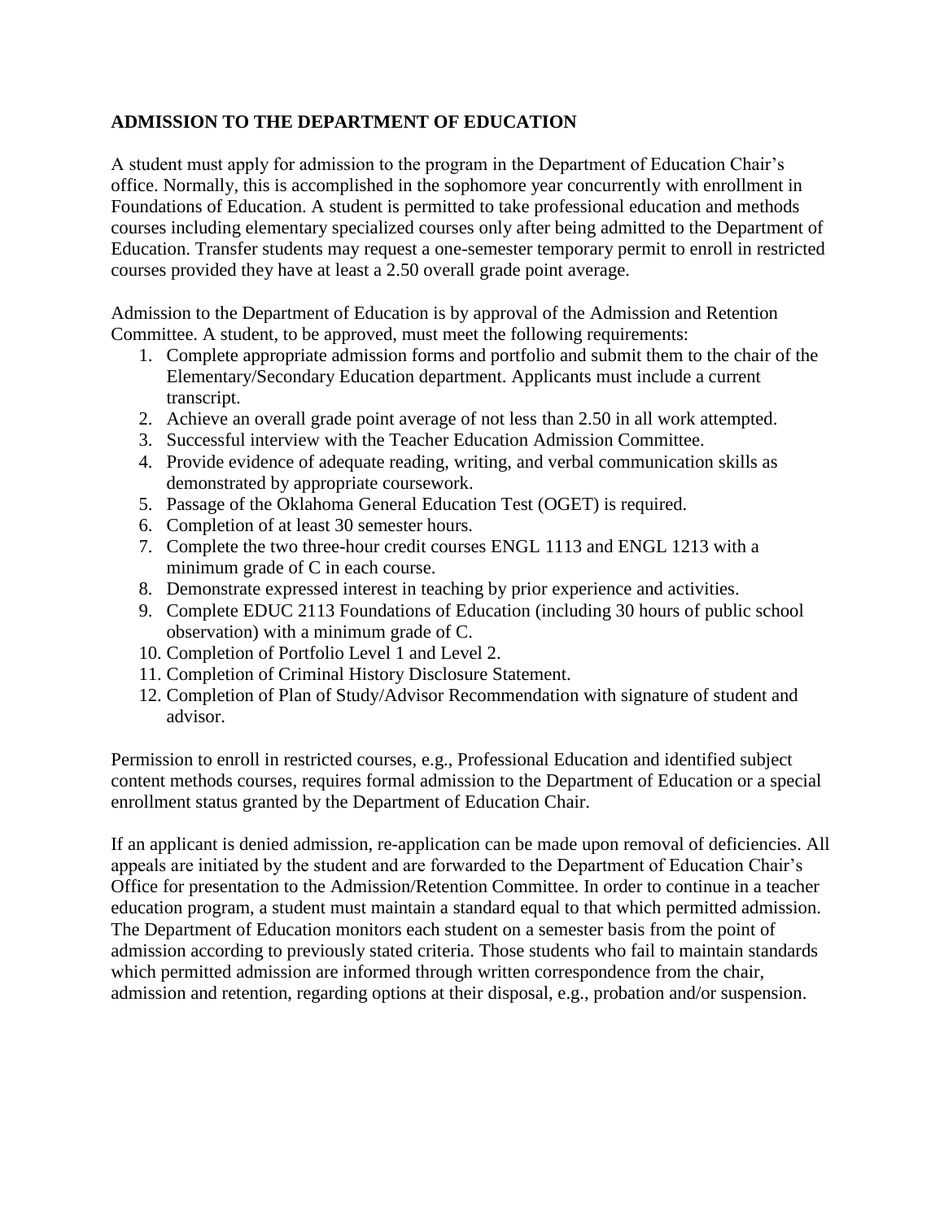## ADMISSION TO THE DEPARTMENT OF EDUCATION

A student must apply for admission to the program in the Department of Education Chair's office. Normally, this is accomplished in the sophomore year concurrently with enrollment in Foundations of Education. A student is permitted to take professional education and methods courses including elementary specialized courses only after being admitted to the Department of Education. Transfer students may request a one-semester temporary permit to enroll in restricted courses provided they have at least a 2.50 overall grade point average.

Admission to the Department of Education is by approval of the Admission and Retention Committee. A student, to be approved, must meet the following requirements:

1. Complete appropriate admission forms and portfolio and submit them to the chair of the Elementary/Secondary Education department. Applicants must include a current transcript.
2. Achieve an overall grade point average of not less than 2.50 in all work attempted.
3. Successful interview with the Teacher Education Admission Committee.
4. Provide evidence of adequate reading, writing, and verbal communication skills as demonstrated by appropriate coursework.
5. Passage of the Oklahoma General Education Test (OGET) is required.
6. Completion of at least 30 semester hours.
7. Complete the two three-hour credit courses ENGL 1113 and ENGL 1213 with a minimum grade of C in each course.
8. Demonstrate expressed interest in teaching by prior experience and activities.
9. Complete EDUC 2113 Foundations of Education (including 30 hours of public school observation) with a minimum grade of C.
10. Completion of Portfolio Level 1 and Level 2.
11. Completion of Criminal History Disclosure Statement.
12. Completion of Plan of Study/Advisor Recommendation with signature of student and advisor.

Permission to enroll in restricted courses, e.g., Professional Education and identified subject content methods courses, requires formal admission to the Department of Education or a special enrollment status granted by the Department of Education Chair.

If an applicant is denied admission, re-application can be made upon removal of deficiencies. All appeals are initiated by the student and are forwarded to the Department of Education Chair's Office for presentation to the Admission/Retention Committee. In order to continue in a teacher education program, a student must maintain a standard equal to that which permitted admission. The Department of Education monitors each student on a semester basis from the point of admission according to previously stated criteria. Those students who fail to maintain standards which permitted admission are informed through written correspondence from the chair, admission and retention, regarding options at their disposal, e.g., probation and/or suspension.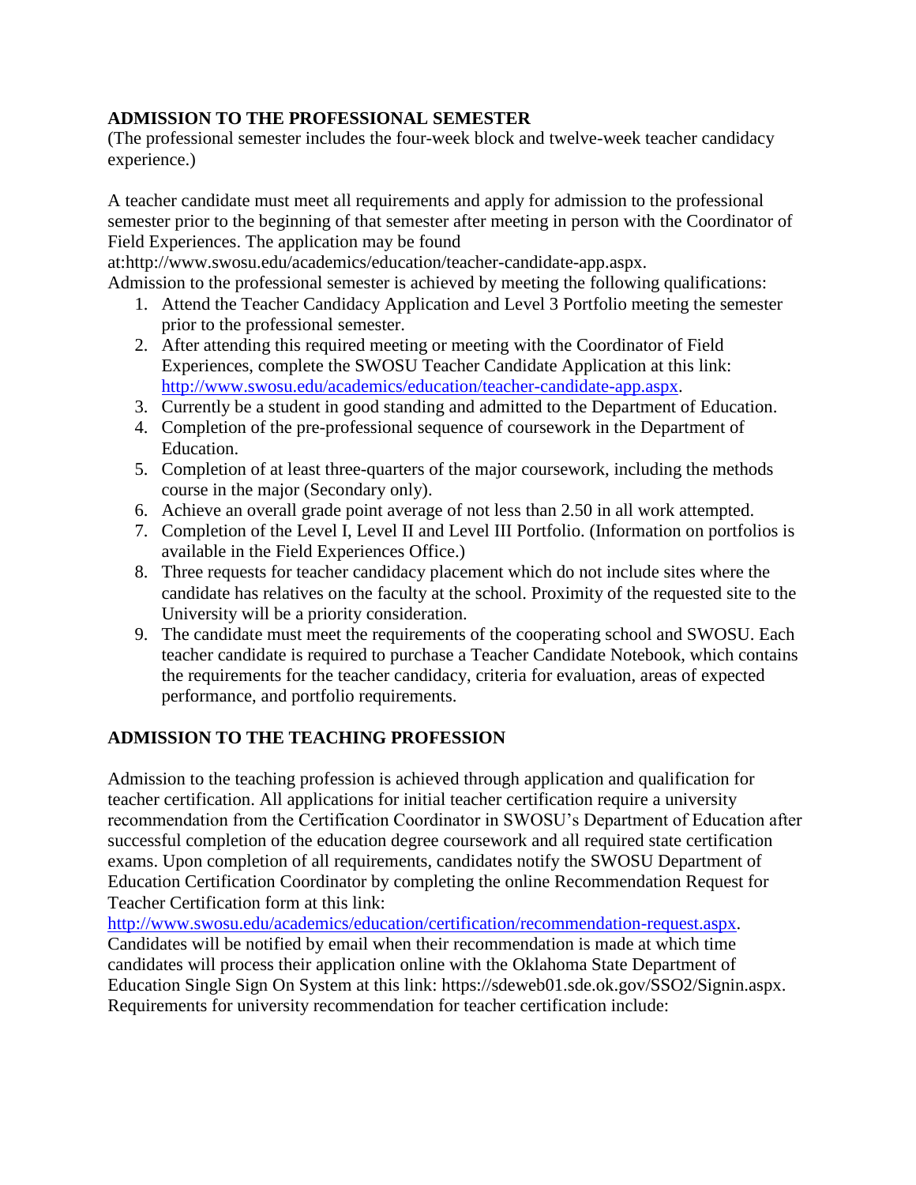## ADMISSION TO THE PROFESSIONAL SEMESTER

(The professional semester includes the four-week block and twelve-week teacher candidacy experience.)

A teacher candidate must meet all requirements and apply for admission to the professional semester prior to the beginning of that semester after meeting in person with the Coordinator of Field Experiences. The application may be found at:http://www.swosu.edu/academics/education/teacher-candidate-app.aspx.

Admission to the professional semester is achieved by meeting the following qualifications:

1. Attend the Teacher Candidacy Application and Level 3 Portfolio meeting the semester prior to the professional semester.
2. After attending this required meeting or meeting with the Coordinator of Field Experiences, complete the SWOSU Teacher Candidate Application at this link: http://www.swosu.edu/academics/education/teacher-candidate-app.aspx.
3. Currently be a student in good standing and admitted to the Department of Education.
4. Completion of the pre-professional sequence of coursework in the Department of Education.
5. Completion of at least three-quarters of the major coursework, including the methods course in the major (Secondary only).
6. Achieve an overall grade point average of not less than 2.50 in all work attempted.
7. Completion of the Level I, Level II and Level III Portfolio. (Information on portfolios is available in the Field Experiences Office.)
8. Three requests for teacher candidacy placement which do not include sites where the candidate has relatives on the faculty at the school. Proximity of the requested site to the University will be a priority consideration.
9. The candidate must meet the requirements of the cooperating school and SWOSU. Each teacher candidate is required to purchase a Teacher Candidate Notebook, which contains the requirements for the teacher candidacy, criteria for evaluation, areas of expected performance, and portfolio requirements.

## ADMISSION TO THE TEACHING PROFESSION

Admission to the teaching profession is achieved through application and qualification for teacher certification. All applications for initial teacher certification require a university recommendation from the Certification Coordinator in SWOSU's Department of Education after successful completion of the education degree coursework and all required state certification exams. Upon completion of all requirements, candidates notify the SWOSU Department of Education Certification Coordinator by completing the online Recommendation Request for Teacher Certification form at this link: http://www.swosu.edu/academics/education/certification/recommendation-request.aspx. Candidates will be notified by email when their recommendation is made at which time candidates will process their application online with the Oklahoma State Department of Education Single Sign On System at this link: https://sdeweb01.sde.ok.gov/SSO2/Signin.aspx. Requirements for university recommendation for teacher certification include: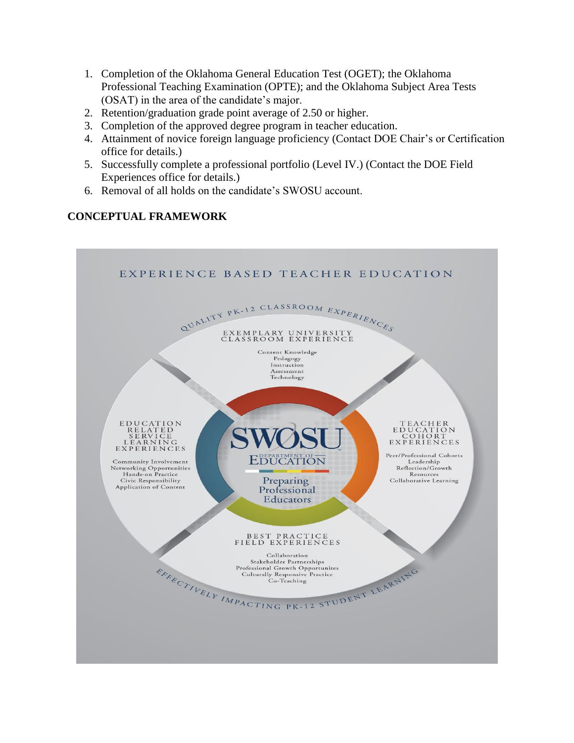1. Completion of the Oklahoma General Education Test (OGET); the Oklahoma Professional Teaching Examination (OPTE); and the Oklahoma Subject Area Tests (OSAT) in the area of the candidate's major.
2. Retention/graduation grade point average of 2.50 or higher.
3. Completion of the approved degree program in teacher education.
4. Attainment of novice foreign language proficiency (Contact DOE Chair's or Certification office for details.)
5. Successfully complete a professional portfolio (Level IV.) (Contact the DOE Field Experiences office for details.)
6. Removal of all holds on the candidate's SWOSU account.

## CONCEPTUAL FRAMEWORK

EXPERIENCE BASED TEACHER EDUCATION

QUALITY PK-12 CLASSROOM EXPERIENCES

EXEMPLARY UNIVERSITY CLASSROOM EXPERIENCE

Content Knowledge
Pedagogy
Instruction
Assessment
Technology

EDUCATION RELATED SERVICE LEARNING EXPERIENCES

Community Involvement
Networking Opportunities
Hands-on Practice
Civic Responsibility
Application of Content

SWOSU DEPARTMENT OF EDUCATION

Preparing Professional Educators

TEACHER EDUCATION COHORT EXPERIENCES

Peer/Professional Cohorts
Leadership
Reflection/Growth
Resources
Collaborative Learning

BEST PRACTICE FIELD EXPERIENCES

Collaboration
Stakeholder Partnerships
Professional Growth Opportunites
Culturally Responsive Practice
Co-Teaching

EFFECTIVELY IMPACTING PK-12 STUDENT LEARNING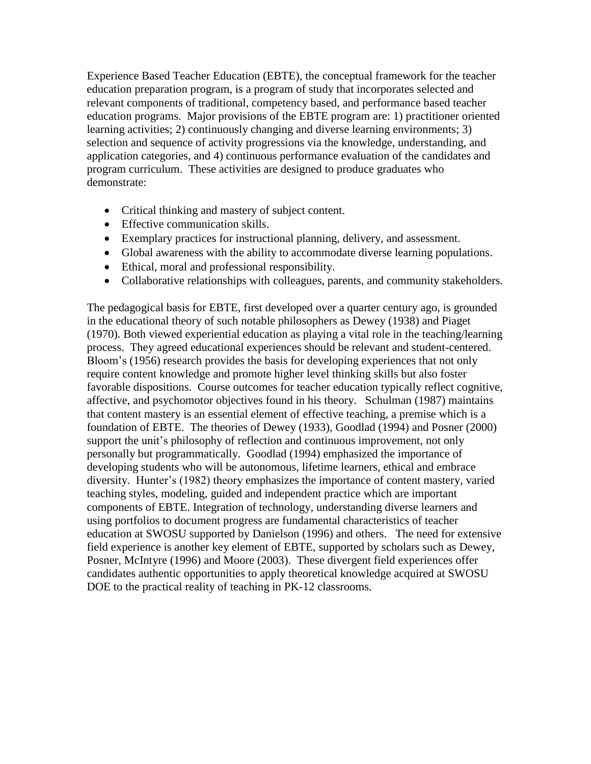Experience Based Teacher Education (EBTE), the conceptual framework for the teacher education preparation program, is a program of study that incorporates selected and relevant components of traditional, competency based, and performance based teacher education programs. Major provisions of the EBTE program are: 1) practitioner oriented learning activities; 2) continuously changing and diverse learning environments; 3) selection and sequence of activity progressions via the knowledge, understanding, and application categories, and 4) continuous performance evaluation of the candidates and program curriculum. These activities are designed to produce graduates who demonstrate:

- Critical thinking and mastery of subject content.
- Effective communication skills.
- Exemplary practices for instructional planning, delivery, and assessment.
- Global awareness with the ability to accommodate diverse learning populations.
- Ethical, moral and professional responsibility.
- Collaborative relationships with colleagues, parents, and community stakeholders.

The pedagogical basis for EBTE, first developed over a quarter century ago, is grounded in the educational theory of such notable philosophers as Dewey (1938) and Piaget (1970). Both viewed experiential education as playing a vital role in the teaching/learning process. They agreed educational experiences should be relevant and student-centered. Bloom's (1956) research provides the basis for developing experiences that not only require content knowledge and promote higher level thinking skills but also foster favorable dispositions. Course outcomes for teacher education typically reflect cognitive, affective, and psychomotor objectives found in his theory. Schulman (1987) maintains that content mastery is an essential element of effective teaching, a premise which is a foundation of EBTE. The theories of Dewey (1933), Goodlad (1994) and Posner (2000) support the unit's philosophy of reflection and continuous improvement, not only personally but programmatically. Goodlad (1994) emphasized the importance of developing students who will be autonomous, lifetime learners, ethical and embrace diversity. Hunter's (1982) theory emphasizes the importance of content mastery, varied teaching styles, modeling, guided and independent practice which are important components of EBTE. Integration of technology, understanding diverse learners and using portfolios to document progress are fundamental characteristics of teacher education at SWOSU supported by Danielson (1996) and others. The need for extensive field experience is another key element of EBTE, supported by scholars such as Dewey, Posner, McIntyre (1996) and Moore (2003). These divergent field experiences offer candidates authentic opportunities to apply theoretical knowledge acquired at SWOSU DOE to the practical reality of teaching in PK-12 classrooms.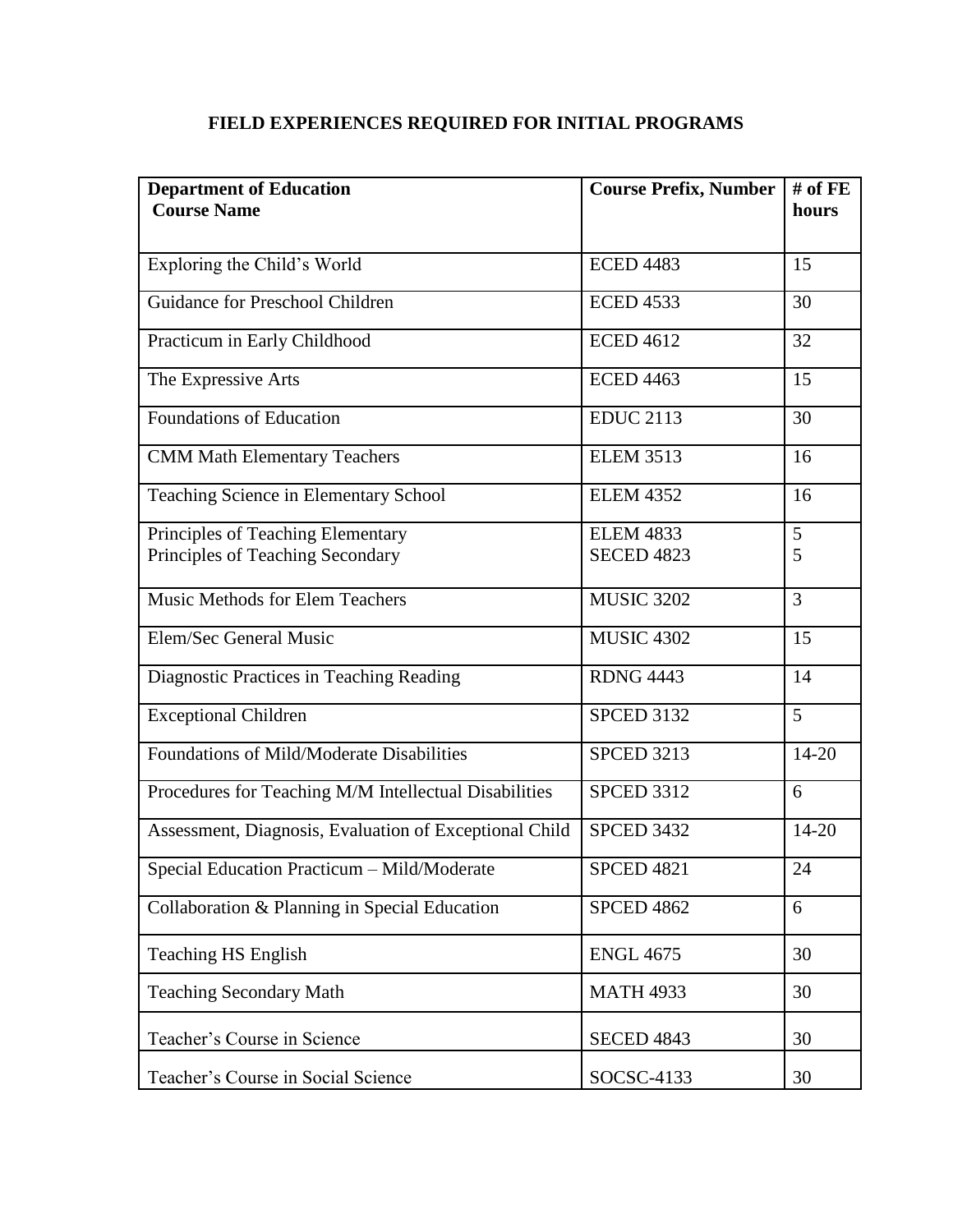# FIELD EXPERIENCES REQUIRED FOR INITIAL PROGRAMS

| **Department of Education**<br>**Course Name** | **Course Prefix, Number** | **# of FE hours** |
|---|---|---|
| Exploring the Child's World | ECED 4483 | 15 |
| Guidance for Preschool Children | ECED 4533 | 30 |
| Practicum in Early Childhood | ECED 4612 | 32 |
| The Expressive Arts | ECED 4463 | 15 |
| Foundations of Education | EDUC 2113 | 30 |
| CMM Math Elementary Teachers | ELEM 3513 | 16 |
| Teaching Science in Elementary School | ELEM 4352 | 16 |
| Principles of Teaching Elementary<br>Principles of Teaching Secondary | ELEM 4833<br>SECED 4823 | 5<br>5 |
| Music Methods for Elem Teachers | MUSIC 3202 | 3 |
| Elem/Sec General Music | MUSIC 4302 | 15 |
| Diagnostic Practices in Teaching Reading | RDNG 4443 | 14 |
| Exceptional Children | SPCED 3132 | 5 |
| Foundations of Mild/Moderate Disabilities | SPCED 3213 | 14-20 |
| Procedures for Teaching M/M Intellectual Disabilities | SPCED 3312 | 6 |
| Assessment, Diagnosis, Evaluation of Exceptional Child | SPCED 3432 | 14-20 |
| Special Education Practicum – Mild/Moderate | SPCED 4821 | 24 |
| Collaboration & Planning in Special Education | SPCED 4862 | 6 |
| Teaching HS English | ENGL 4675 | 30 |
| Teaching Secondary Math | MATH 4933 | 30 |
| Teacher's Course in Science | SECED 4843 | 30 |
| Teacher's Course in Social Science | SOCSC-4133 | 30 |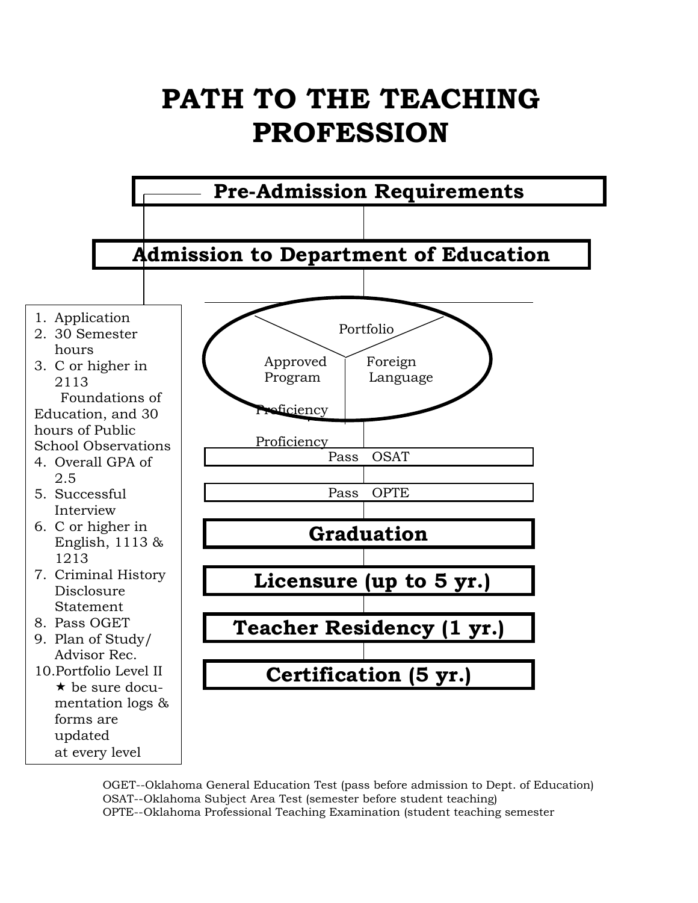# PATH TO THE TEACHING PROFESSION

**Pre-Admission Requirements**

1. Application
2. 30 Semester hours
3. C or higher in 2113 Foundations of Education, and 30 hours of Public School Observations
4. Overall GPA of 2.5
5. Successful Interview
6. C or higher in English, 1113 & 1213
7. Criminal History Disclosure Statement
8. Pass OGET
9. Plan of Study/ Advisor Rec.
10. Portfolio Level II
    ★ be sure documentation logs & forms are updated at every level

**Admission to Department of Education**

Portfolio

Approved Program Proficiency

Foreign Language Proficiency

Pass OSAT

Pass OPTE

**Graduation**

**Licensure (up to 5 yr.)**

**Teacher Residency (1 yr.)**

**Certification (5 yr.)**

OGET--Oklahoma General Education Test (pass before admission to Dept. of Education)
OSAT--Oklahoma Subject Area Test (semester before student teaching)
OPTE--Oklahoma Professional Teaching Examination (student teaching semester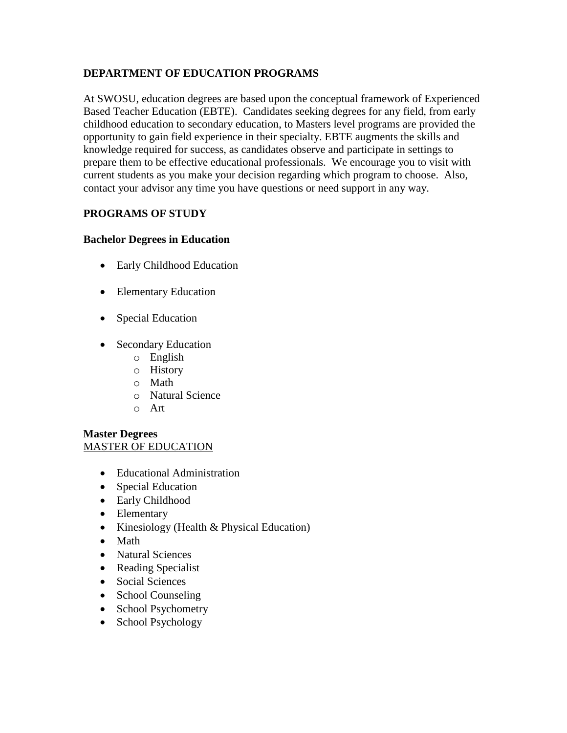## DEPARTMENT OF EDUCATION PROGRAMS

At SWOSU, education degrees are based upon the conceptual framework of Experienced Based Teacher Education (EBTE). Candidates seeking degrees for any field, from early childhood education to secondary education, to Masters level programs are provided the opportunity to gain field experience in their specialty. EBTE augments the skills and knowledge required for success, as candidates observe and participate in settings to prepare them to be effective educational professionals. We encourage you to visit with current students as you make your decision regarding which program to choose. Also, contact your advisor any time you have questions or need support in any way.

## PROGRAMS OF STUDY

### Bachelor Degrees in Education

- Early Childhood Education
- Elementary Education
- Special Education
- Secondary Education
  - English
  - History
  - Math
  - Natural Science
  - Art

### Master Degrees

<u>MASTER OF EDUCATION</u>

- Educational Administration
- Special Education
- Early Childhood
- Elementary
- Kinesiology (Health & Physical Education)
- Math
- Natural Sciences
- Reading Specialist
- Social Sciences
- School Counseling
- School Psychometry
- School Psychology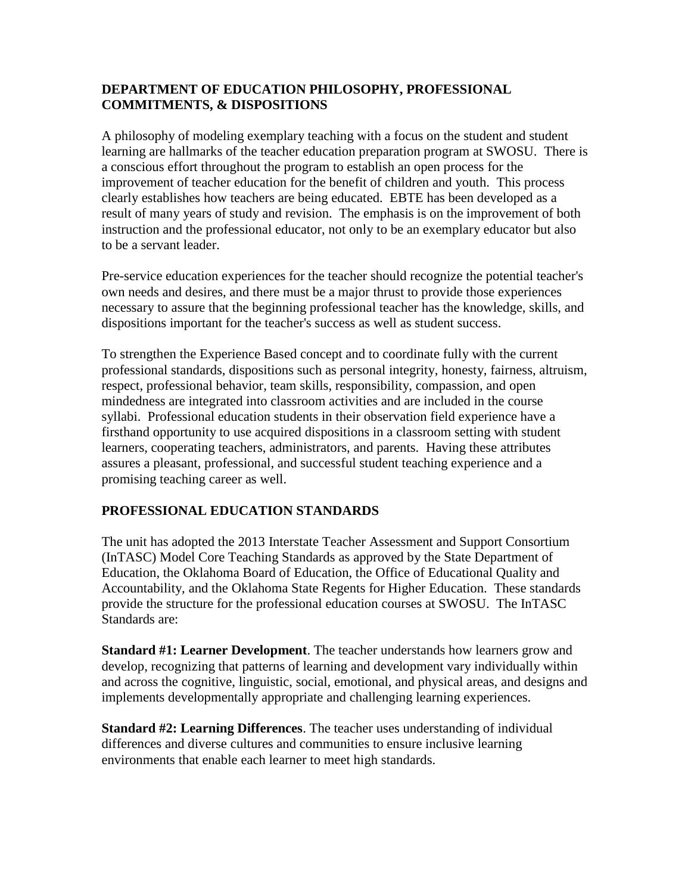## DEPARTMENT OF EDUCATION PHILOSOPHY, PROFESSIONAL COMMITMENTS, & DISPOSITIONS

A philosophy of modeling exemplary teaching with a focus on the student and student learning are hallmarks of the teacher education preparation program at SWOSU. There is a conscious effort throughout the program to establish an open process for the improvement of teacher education for the benefit of children and youth. This process clearly establishes how teachers are being educated. EBTE has been developed as a result of many years of study and revision. The emphasis is on the improvement of both instruction and the professional educator, not only to be an exemplary educator but also to be a servant leader.

Pre-service education experiences for the teacher should recognize the potential teacher's own needs and desires, and there must be a major thrust to provide those experiences necessary to assure that the beginning professional teacher has the knowledge, skills, and dispositions important for the teacher's success as well as student success.

To strengthen the Experience Based concept and to coordinate fully with the current professional standards, dispositions such as personal integrity, honesty, fairness, altruism, respect, professional behavior, team skills, responsibility, compassion, and open mindedness are integrated into classroom activities and are included in the course syllabi. Professional education students in their observation field experience have a firsthand opportunity to use acquired dispositions in a classroom setting with student learners, cooperating teachers, administrators, and parents. Having these attributes assures a pleasant, professional, and successful student teaching experience and a promising teaching career as well.

## PROFESSIONAL EDUCATION STANDARDS

The unit has adopted the 2013 Interstate Teacher Assessment and Support Consortium (InTASC) Model Core Teaching Standards as approved by the State Department of Education, the Oklahoma Board of Education, the Office of Educational Quality and Accountability, and the Oklahoma State Regents for Higher Education. These standards provide the structure for the professional education courses at SWOSU. The InTASC Standards are:

**Standard #1: Learner Development**. The teacher understands how learners grow and develop, recognizing that patterns of learning and development vary individually within and across the cognitive, linguistic, social, emotional, and physical areas, and designs and implements developmentally appropriate and challenging learning experiences.

**Standard #2: Learning Differences**. The teacher uses understanding of individual differences and diverse cultures and communities to ensure inclusive learning environments that enable each learner to meet high standards.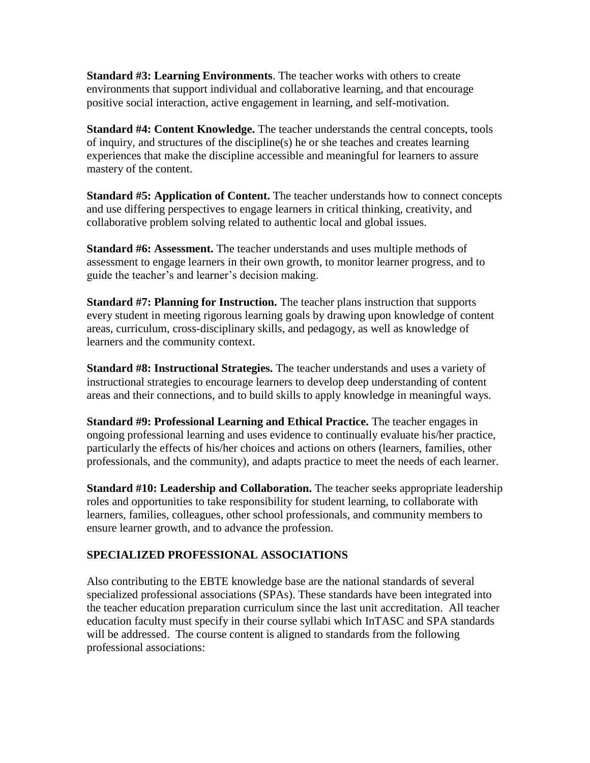**Standard #3: Learning Environments**. The teacher works with others to create environments that support individual and collaborative learning, and that encourage positive social interaction, active engagement in learning, and self-motivation.

**Standard #4: Content Knowledge.** The teacher understands the central concepts, tools of inquiry, and structures of the discipline(s) he or she teaches and creates learning experiences that make the discipline accessible and meaningful for learners to assure mastery of the content.

**Standard #5: Application of Content.** The teacher understands how to connect concepts and use differing perspectives to engage learners in critical thinking, creativity, and collaborative problem solving related to authentic local and global issues.

**Standard #6: Assessment.** The teacher understands and uses multiple methods of assessment to engage learners in their own growth, to monitor learner progress, and to guide the teacher's and learner's decision making.

**Standard #7: Planning for Instruction.** The teacher plans instruction that supports every student in meeting rigorous learning goals by drawing upon knowledge of content areas, curriculum, cross-disciplinary skills, and pedagogy, as well as knowledge of learners and the community context.

**Standard #8: Instructional Strategies.** The teacher understands and uses a variety of instructional strategies to encourage learners to develop deep understanding of content areas and their connections, and to build skills to apply knowledge in meaningful ways.

**Standard #9: Professional Learning and Ethical Practice.** The teacher engages in ongoing professional learning and uses evidence to continually evaluate his/her practice, particularly the effects of his/her choices and actions on others (learners, families, other professionals, and the community), and adapts practice to meet the needs of each learner.

**Standard #10: Leadership and Collaboration.** The teacher seeks appropriate leadership roles and opportunities to take responsibility for student learning, to collaborate with learners, families, colleagues, other school professionals, and community members to ensure learner growth, and to advance the profession.

## SPECIALIZED PROFESSIONAL ASSOCIATIONS

Also contributing to the EBTE knowledge base are the national standards of several specialized professional associations (SPAs). These standards have been integrated into the teacher education preparation curriculum since the last unit accreditation. All teacher education faculty must specify in their course syllabi which InTASC and SPA standards will be addressed. The course content is aligned to standards from the following professional associations: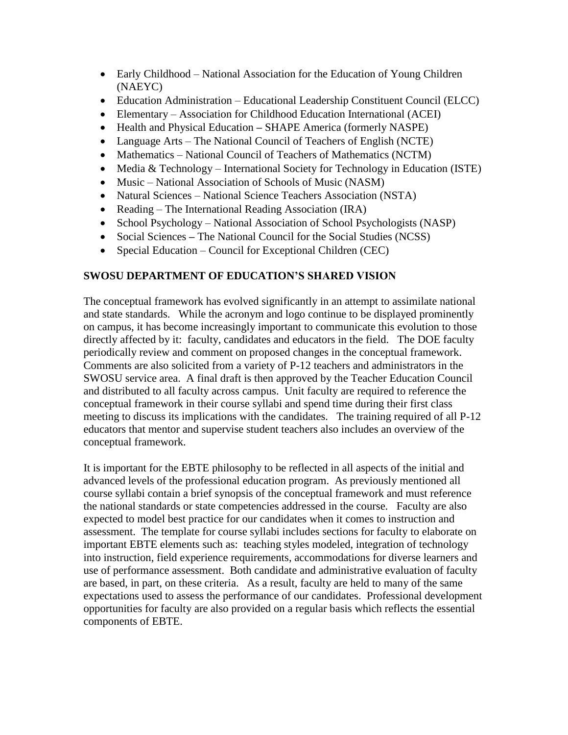- Early Childhood – National Association for the Education of Young Children (NAEYC)
- Education Administration – Educational Leadership Constituent Council (ELCC)
- Elementary – Association for Childhood Education International (ACEI)
- Health and Physical Education – SHAPE America (formerly NASPE)
- Language Arts – The National Council of Teachers of English (NCTE)
- Mathematics – National Council of Teachers of Mathematics (NCTM)
- Media & Technology – International Society for Technology in Education (ISTE)
- Music – National Association of Schools of Music (NASM)
- Natural Sciences – National Science Teachers Association (NSTA)
- Reading – The International Reading Association (IRA)
- School Psychology – National Association of School Psychologists (NASP)
- Social Sciences – The National Council for the Social Studies (NCSS)
- Special Education – Council for Exceptional Children (CEC)

**SWOSU DEPARTMENT OF EDUCATION'S SHARED VISION**

The conceptual framework has evolved significantly in an attempt to assimilate national and state standards. While the acronym and logo continue to be displayed prominently on campus, it has become increasingly important to communicate this evolution to those directly affected by it: faculty, candidates and educators in the field. The DOE faculty periodically review and comment on proposed changes in the conceptual framework. Comments are also solicited from a variety of P-12 teachers and administrators in the SWOSU service area. A final draft is then approved by the Teacher Education Council and distributed to all faculty across campus. Unit faculty are required to reference the conceptual framework in their course syllabi and spend time during their first class meeting to discuss its implications with the candidates. The training required of all P-12 educators that mentor and supervise student teachers also includes an overview of the conceptual framework.

It is important for the EBTE philosophy to be reflected in all aspects of the initial and advanced levels of the professional education program. As previously mentioned all course syllabi contain a brief synopsis of the conceptual framework and must reference the national standards or state competencies addressed in the course. Faculty are also expected to model best practice for our candidates when it comes to instruction and assessment. The template for course syllabi includes sections for faculty to elaborate on important EBTE elements such as: teaching styles modeled, integration of technology into instruction, field experience requirements, accommodations for diverse learners and use of performance assessment. Both candidate and administrative evaluation of faculty are based, in part, on these criteria. As a result, faculty are held to many of the same expectations used to assess the performance of our candidates. Professional development opportunities for faculty are also provided on a regular basis which reflects the essential components of EBTE.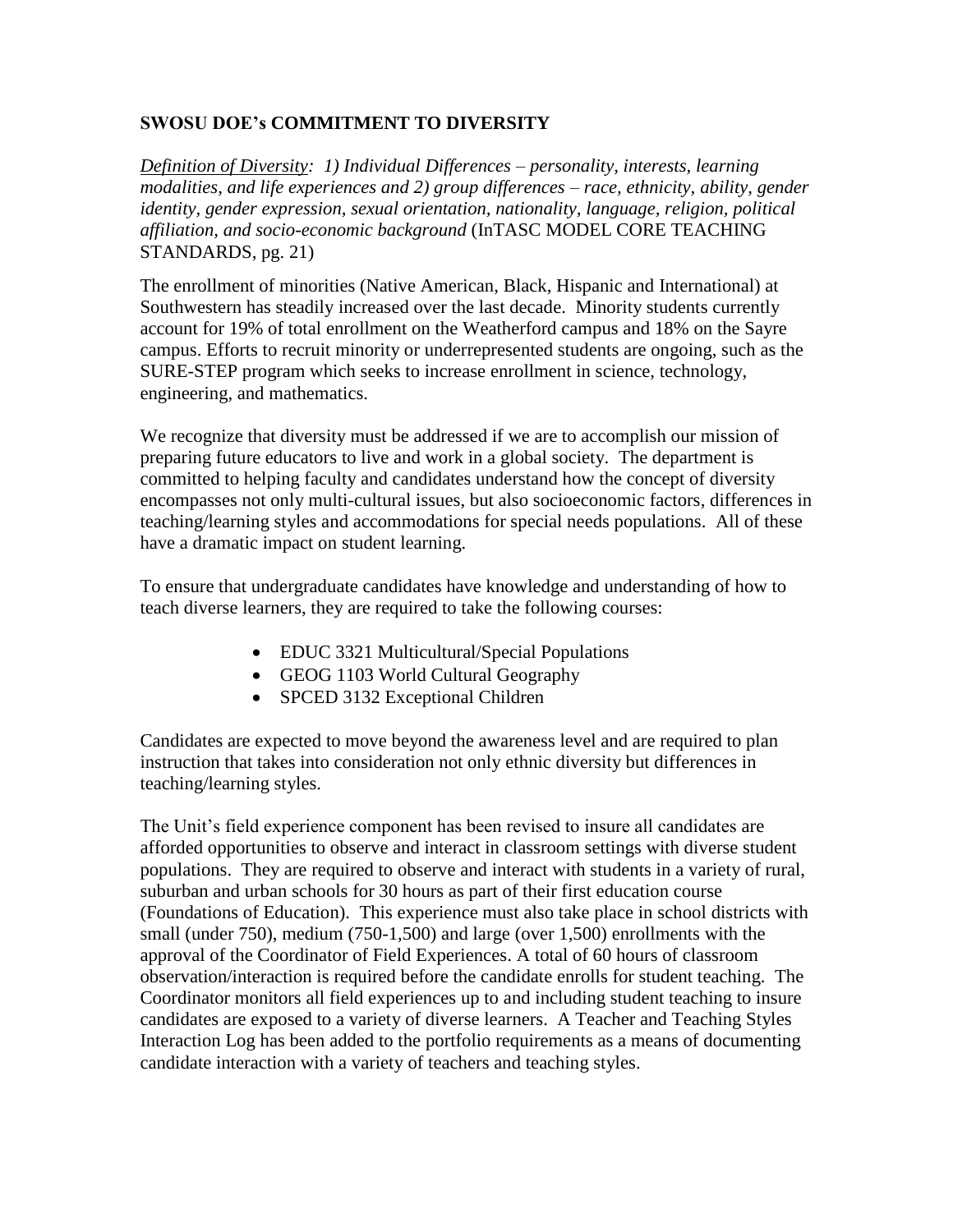**SWOSU DOE's COMMITMENT TO DIVERSITY**

*<u>Definition of Diversity</u>: 1) Individual Differences – personality, interests, learning modalities, and life experiences and 2) group differences – race, ethnicity, ability, gender identity, gender expression, sexual orientation, nationality, language, religion, political affiliation, and socio-economic background* (InTASC MODEL CORE TEACHING STANDARDS, pg. 21)

The enrollment of minorities (Native American, Black, Hispanic and International) at Southwestern has steadily increased over the last decade. Minority students currently account for 19% of total enrollment on the Weatherford campus and 18% on the Sayre campus. Efforts to recruit minority or underrepresented students are ongoing, such as the SURE-STEP program which seeks to increase enrollment in science, technology, engineering, and mathematics.

We recognize that diversity must be addressed if we are to accomplish our mission of preparing future educators to live and work in a global society. The department is committed to helping faculty and candidates understand how the concept of diversity encompasses not only multi-cultural issues, but also socioeconomic factors, differences in teaching/learning styles and accommodations for special needs populations. All of these have a dramatic impact on student learning.

To ensure that undergraduate candidates have knowledge and understanding of how to teach diverse learners, they are required to take the following courses:

- EDUC 3321 Multicultural/Special Populations
- GEOG 1103 World Cultural Geography
- SPCED 3132 Exceptional Children

Candidates are expected to move beyond the awareness level and are required to plan instruction that takes into consideration not only ethnic diversity but differences in teaching/learning styles.

The Unit's field experience component has been revised to insure all candidates are afforded opportunities to observe and interact in classroom settings with diverse student populations. They are required to observe and interact with students in a variety of rural, suburban and urban schools for 30 hours as part of their first education course (Foundations of Education). This experience must also take place in school districts with small (under 750), medium (750-1,500) and large (over 1,500) enrollments with the approval of the Coordinator of Field Experiences. A total of 60 hours of classroom observation/interaction is required before the candidate enrolls for student teaching. The Coordinator monitors all field experiences up to and including student teaching to insure candidates are exposed to a variety of diverse learners. A Teacher and Teaching Styles Interaction Log has been added to the portfolio requirements as a means of documenting candidate interaction with a variety of teachers and teaching styles.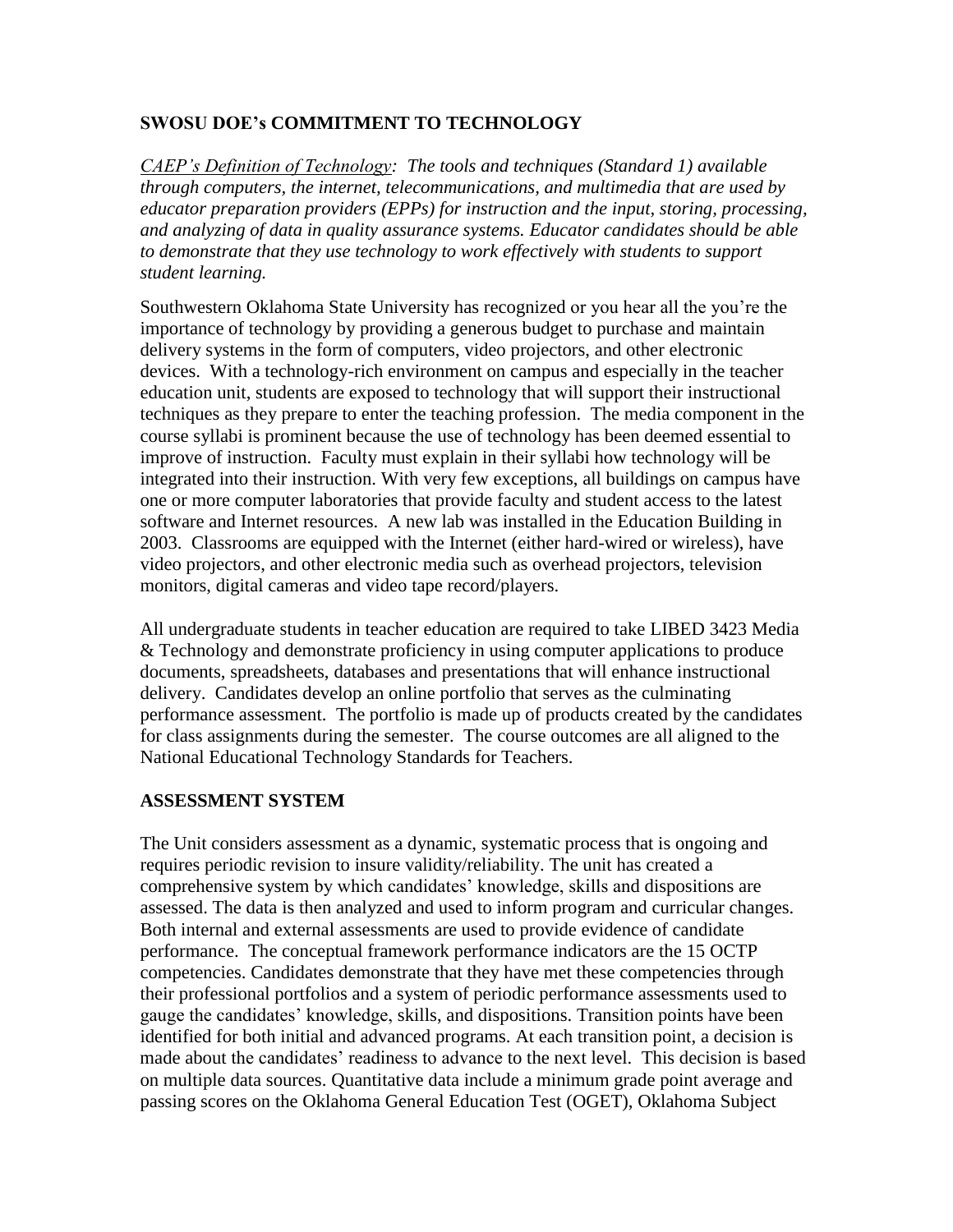## SWOSU DOE's COMMITMENT TO TECHNOLOGY

*CAEP's Definition of Technology: The tools and techniques (Standard 1) available through computers, the internet, telecommunications, and multimedia that are used by educator preparation providers (EPPs) for instruction and the input, storing, processing, and analyzing of data in quality assurance systems. Educator candidates should be able to demonstrate that they use technology to work effectively with students to support student learning.*

Southwestern Oklahoma State University has recognized or you hear all the you're the importance of technology by providing a generous budget to purchase and maintain delivery systems in the form of computers, video projectors, and other electronic devices. With a technology-rich environment on campus and especially in the teacher education unit, students are exposed to technology that will support their instructional techniques as they prepare to enter the teaching profession. The media component in the course syllabi is prominent because the use of technology has been deemed essential to improve of instruction. Faculty must explain in their syllabi how technology will be integrated into their instruction. With very few exceptions, all buildings on campus have one or more computer laboratories that provide faculty and student access to the latest software and Internet resources. A new lab was installed in the Education Building in 2003. Classrooms are equipped with the Internet (either hard-wired or wireless), have video projectors, and other electronic media such as overhead projectors, television monitors, digital cameras and video tape record/players.

All undergraduate students in teacher education are required to take LIBED 3423 Media & Technology and demonstrate proficiency in using computer applications to produce documents, spreadsheets, databases and presentations that will enhance instructional delivery. Candidates develop an online portfolio that serves as the culminating performance assessment. The portfolio is made up of products created by the candidates for class assignments during the semester. The course outcomes are all aligned to the National Educational Technology Standards for Teachers.

## ASSESSMENT SYSTEM

The Unit considers assessment as a dynamic, systematic process that is ongoing and requires periodic revision to insure validity/reliability. The unit has created a comprehensive system by which candidates' knowledge, skills and dispositions are assessed. The data is then analyzed and used to inform program and curricular changes. Both internal and external assessments are used to provide evidence of candidate performance. The conceptual framework performance indicators are the 15 OCTP competencies. Candidates demonstrate that they have met these competencies through their professional portfolios and a system of periodic performance assessments used to gauge the candidates' knowledge, skills, and dispositions. Transition points have been identified for both initial and advanced programs. At each transition point, a decision is made about the candidates' readiness to advance to the next level. This decision is based on multiple data sources. Quantitative data include a minimum grade point average and passing scores on the Oklahoma General Education Test (OGET), Oklahoma Subject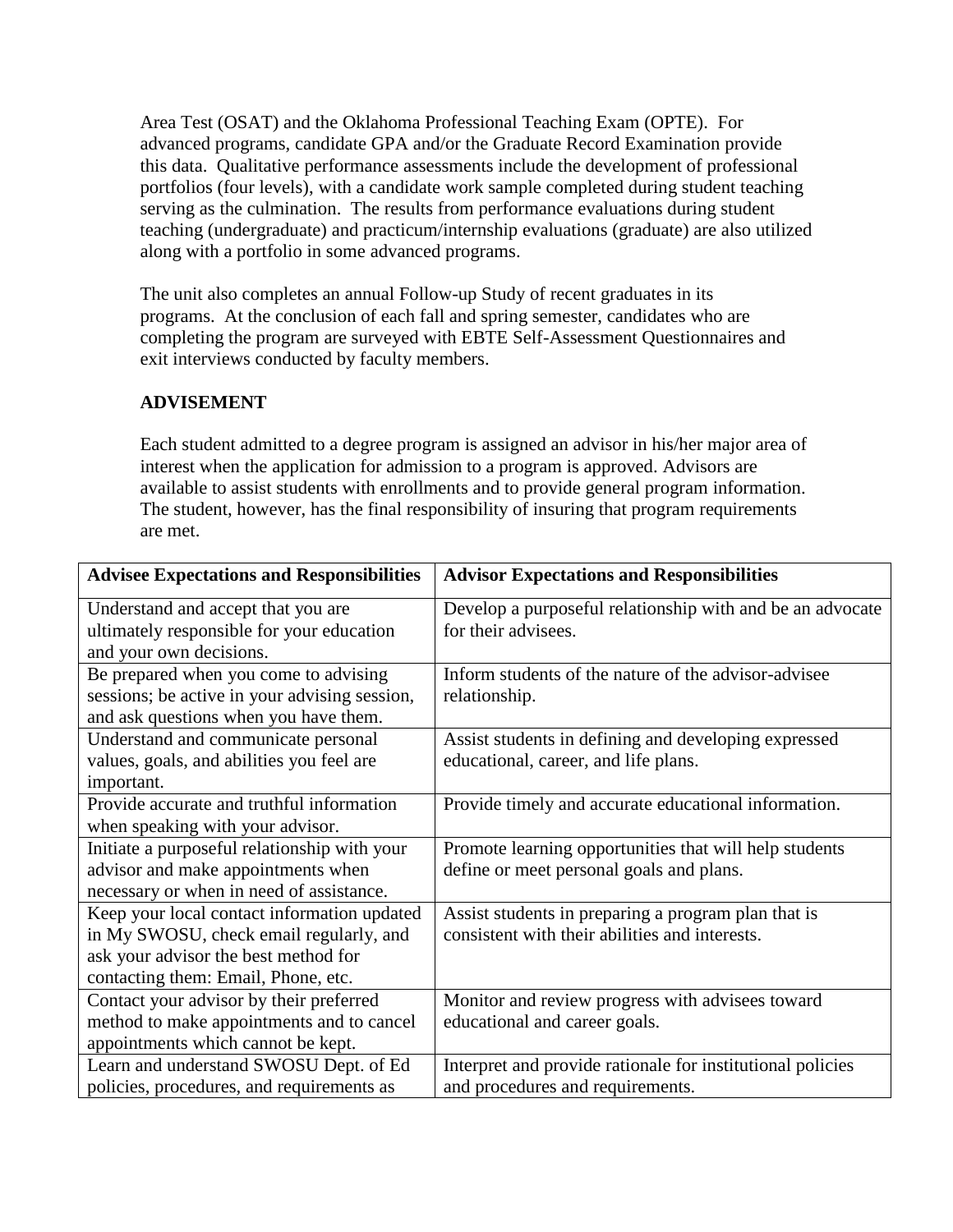Area Test (OSAT) and the Oklahoma Professional Teaching Exam (OPTE). For advanced programs, candidate GPA and/or the Graduate Record Examination provide this data. Qualitative performance assessments include the development of professional portfolios (four levels), with a candidate work sample completed during student teaching serving as the culmination. The results from performance evaluations during student teaching (undergraduate) and practicum/internship evaluations (graduate) are also utilized along with a portfolio in some advanced programs.

The unit also completes an annual Follow-up Study of recent graduates in its programs. At the conclusion of each fall and spring semester, candidates who are completing the program are surveyed with EBTE Self-Assessment Questionnaires and exit interviews conducted by faculty members.

## ADVISEMENT

Each student admitted to a degree program is assigned an advisor in his/her major area of interest when the application for admission to a program is approved. Advisors are available to assist students with enrollments and to provide general program information. The student, however, has the final responsibility of insuring that program requirements are met.

| Advisee Expectations and Responsibilities | Advisor Expectations and Responsibilities |
|---|---|
| Understand and accept that you are ultimately responsible for your education and your own decisions. | Develop a purposeful relationship with and be an advocate for their advisees. |
| Be prepared when you come to advising sessions; be active in your advising session, and ask questions when you have them. | Inform students of the nature of the advisor-advisee relationship. |
| Understand and communicate personal values, goals, and abilities you feel are important. | Assist students in defining and developing expressed educational, career, and life plans. |
| Provide accurate and truthful information when speaking with your advisor. | Provide timely and accurate educational information. |
| Initiate a purposeful relationship with your advisor and make appointments when necessary or when in need of assistance. | Promote learning opportunities that will help students define or meet personal goals and plans. |
| Keep your local contact information updated in My SWOSU, check email regularly, and ask your advisor the best method for contacting them: Email, Phone, etc. | Assist students in preparing a program plan that is consistent with their abilities and interests. |
| Contact your advisor by their preferred method to make appointments and to cancel appointments which cannot be kept. | Monitor and review progress with advisees toward educational and career goals. |
| Learn and understand SWOSU Dept. of Ed policies, procedures, and requirements as | Interpret and provide rationale for institutional policies and procedures and requirements. |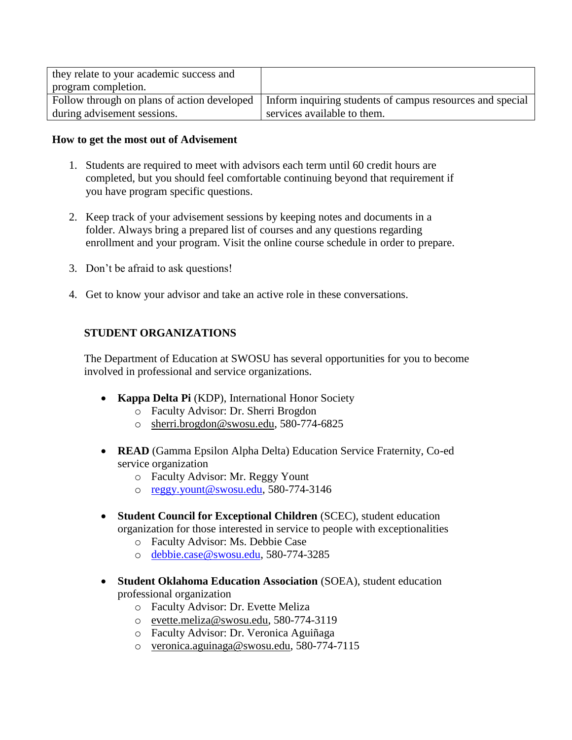| they relate to your academic success and program completion. | |
| --- | --- |
| Follow through on plans of action developed during advisement sessions. | Inform inquiring students of campus resources and special services available to them. |

**How to get the most out of Advisement**

1. Students are required to meet with advisors each term until 60 credit hours are completed, but you should feel comfortable continuing beyond that requirement if you have program specific questions.

2. Keep track of your advisement sessions by keeping notes and documents in a folder. Always bring a prepared list of courses and any questions regarding enrollment and your program. Visit the online course schedule in order to prepare.

3. Don't be afraid to ask questions!

4. Get to know your advisor and take an active role in these conversations.

## STUDENT ORGANIZATIONS

The Department of Education at SWOSU has several opportunities for you to become involved in professional and service organizations.

- **Kappa Delta Pi** (KDP), International Honor Society
  - Faculty Advisor: Dr. Sherri Brogdon
  - sherri.brogdon@swosu.edu, 580-774-6825

- **READ** (Gamma Epsilon Alpha Delta) Education Service Fraternity, Co-ed service organization
  - Faculty Advisor: Mr. Reggy Yount
  - reggy.yount@swosu.edu, 580-774-3146

- **Student Council for Exceptional Children** (SCEC), student education organization for those interested in service to people with exceptionalities
  - Faculty Advisor: Ms. Debbie Case
  - debbie.case@swosu.edu, 580-774-3285

- **Student Oklahoma Education Association** (SOEA), student education professional organization
  - Faculty Advisor: Dr. Evette Meliza
  - evette.meliza@swosu.edu, 580-774-3119
  - Faculty Advisor: Dr. Veronica Aguiñaga
  - veronica.aguinaga@swosu.edu, 580-774-7115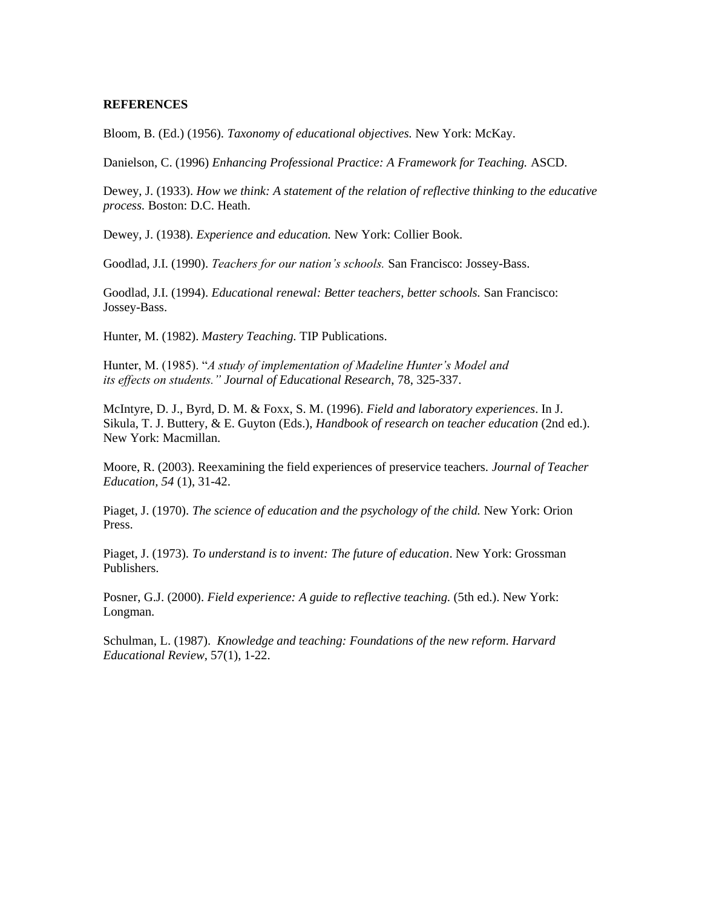**REFERENCES**

Bloom, B. (Ed.) (1956). *Taxonomy of educational objectives.* New York: McKay.

Danielson, C. (1996) *Enhancing Professional Practice: A Framework for Teaching.* ASCD.

Dewey, J. (1933). *How we think: A statement of the relation of reflective thinking to the educative process.* Boston: D.C. Heath.

Dewey, J. (1938). *Experience and education.* New York: Collier Book.

Goodlad, J.I. (1990). *Teachers for our nation's schools.* San Francisco: Jossey-Bass.

Goodlad, J.I. (1994). *Educational renewal: Better teachers, better schools.* San Francisco: Jossey-Bass.

Hunter, M. (1982). *Mastery Teaching.* TIP Publications.

Hunter, M. (1985). "*A study of implementation of Madeline Hunter's Model and its effects on students." Journal of Educational Research*, 78, 325-337.

McIntyre, D. J., Byrd, D. M. & Foxx, S. M. (1996). *Field and laboratory experiences*. In J. Sikula, T. J. Buttery, & E. Guyton (Eds.), *Handbook of research on teacher education* (2nd ed.). New York: Macmillan.

Moore, R. (2003). Reexamining the field experiences of preservice teachers. *Journal of Teacher Education, 54* (1), 31-42.

Piaget, J. (1970). *The science of education and the psychology of the child.* New York: Orion Press.

Piaget, J. (1973). *To understand is to invent: The future of education*. New York: Grossman Publishers.

Posner, G.J. (2000). *Field experience: A guide to reflective teaching.* (5th ed.). New York: Longman.

Schulman, L. (1987). *Knowledge and teaching: Foundations of the new reform. Harvard Educational Review*, 57(1), 1-22.